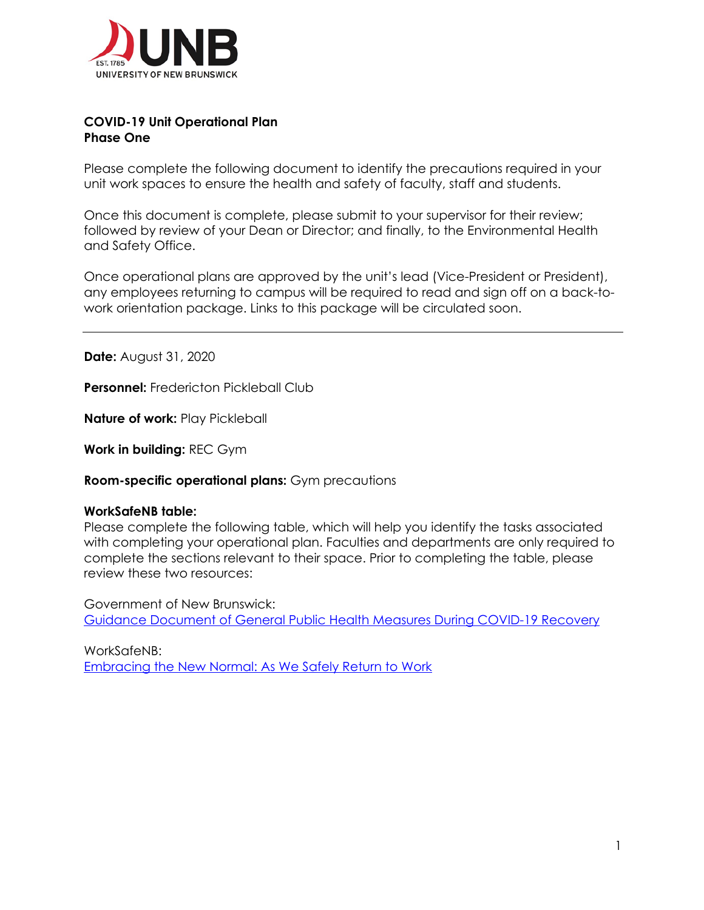**COVID-19 Unit Operational Plan**
**Phase One**

Please complete the following document to identify the precautions required in your unit work spaces to ensure the health and safety of faculty, staff and students.

Once this document is complete, please submit to your supervisor for their review; followed by review of your Dean or Director; and finally, to the Environmental Health and Safety Office.

Once operational plans are approved by the unit's lead (Vice-President or President), any employees returning to campus will be required to read and sign off on a back-to-work orientation package. Links to this package will be circulated soon.

---

**Date:** August 31, 2020

**Personnel:** Fredericton Pickleball Club

**Nature of work:** Play Pickleball

**Work in building:** REC Gym

**Room-specific operational plans:** Gym precautions

**WorkSafeNB table:**
Please complete the following table, which will help you identify the tasks associated with completing your operational plan. Faculties and departments are only required to complete the sections relevant to their space. Prior to completing the table, please review these two resources:

Government of New Brunswick:
Guidance Document of General Public Health Measures During COVID-19 Recovery

WorkSafeNB:
Embracing the New Normal: As We Safely Return to Work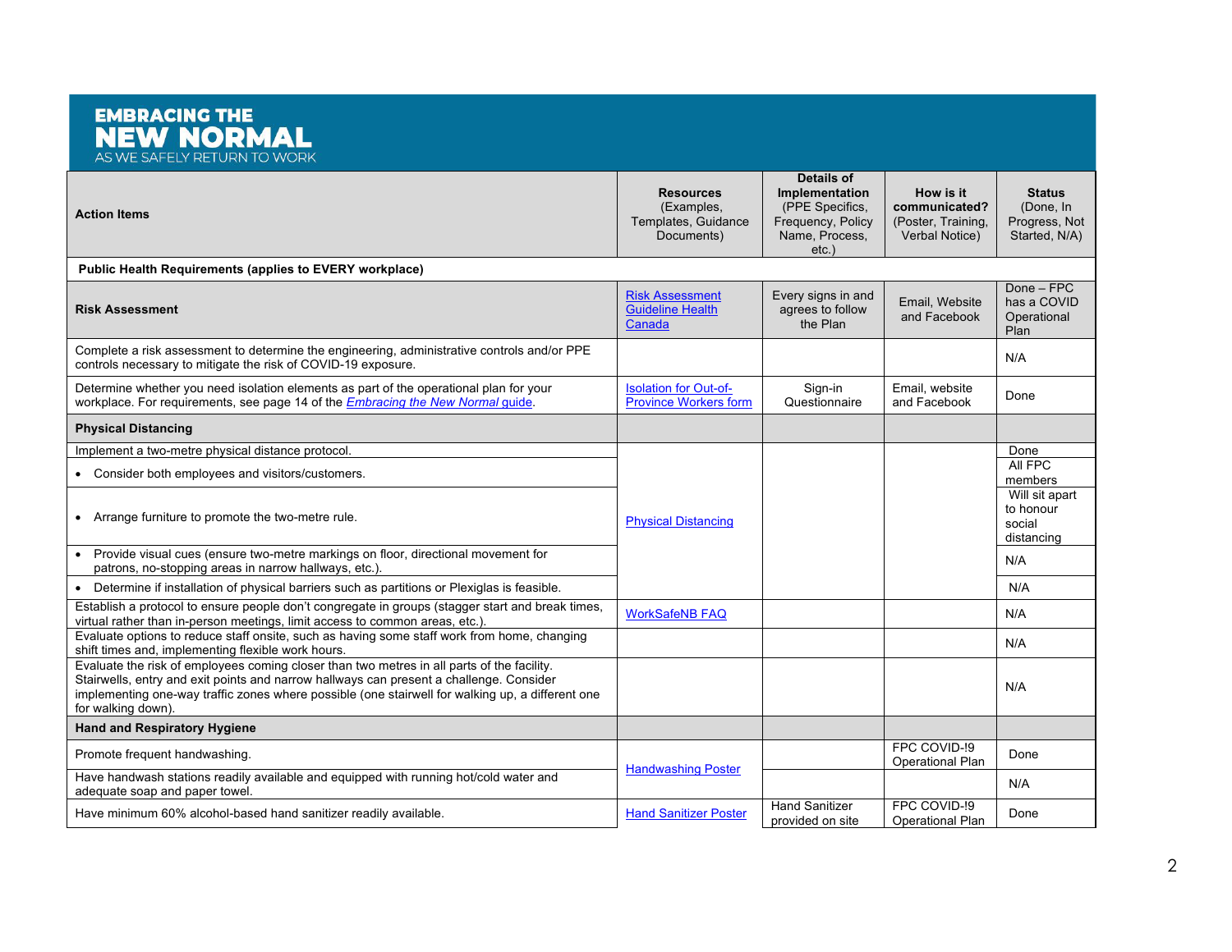# EMBRACING THE NEW NORMAL

AS WE SAFELY RETURN TO WORK

| Action Items | Resources (Examples, Templates, Guidance Documents) | Details of Implementation (PPE Specifics, Frequency, Policy Name, Process, etc.) | How is it communicated? (Poster, Training, Verbal Notice) | Status (Done, In Progress, Not Started, N/A) |
|---|---|---|---|---|
| **Public Health Requirements (applies to EVERY workplace)** | | | | |
| **Risk Assessment** | Risk Assessment Guideline Health Canada | Every signs in and agrees to follow the Plan | Email, Website and Facebook | Done – FPC has a COVID Operational Plan |
| Complete a risk assessment to determine the engineering, administrative controls and/or PPE controls necessary to mitigate the risk of COVID-19 exposure. | | | | N/A |
| Determine whether you need isolation elements as part of the operational plan for your workplace. For requirements, see page 14 of the *Embracing the New Normal* guide. | Isolation for Out-of-Province Workers form | Sign-in Questionnaire | Email, website and Facebook | Done |
| **Physical Distancing** | | | | |
| Implement a two-metre physical distance protocol. | Physical Distancing | | | Done |
| • Consider both employees and visitors/customers. | | | | All FPC members |
| • Arrange furniture to promote the two-metre rule. | | | | Will sit apart to honour social distancing |
| • Provide visual cues (ensure two-metre markings on floor, directional movement for patrons, no-stopping areas in narrow hallways, etc.). | | | | N/A |
| • Determine if installation of physical barriers such as partitions or Plexiglas is feasible. | | | | N/A |
| Establish a protocol to ensure people don't congregate in groups (stagger start and break times, virtual rather than in-person meetings, limit access to common areas, etc.). | WorkSafeNB FAQ | | | N/A |
| Evaluate options to reduce staff onsite, such as having some staff work from home, changing shift times and, implementing flexible work hours. | | | | N/A |
| Evaluate the risk of employees coming closer than two metres in all parts of the facility. Stairwells, entry and exit points and narrow hallways can present a challenge. Consider implementing one-way traffic zones where possible (one stairwell for walking up, a different one for walking down). | | | | N/A |
| **Hand and Respiratory Hygiene** | | | | |
| Promote frequent handwashing. | Handwashing Poster | | FPC COVID-!9 Operational Plan | Done |
| Have handwash stations readily available and equipped with running hot/cold water and adequate soap and paper towel. | | | | N/A |
| Have minimum 60% alcohol-based hand sanitizer readily available. | Hand Sanitizer Poster | Hand Sanitizer provided on site | FPC COVID-!9 Operational Plan | Done |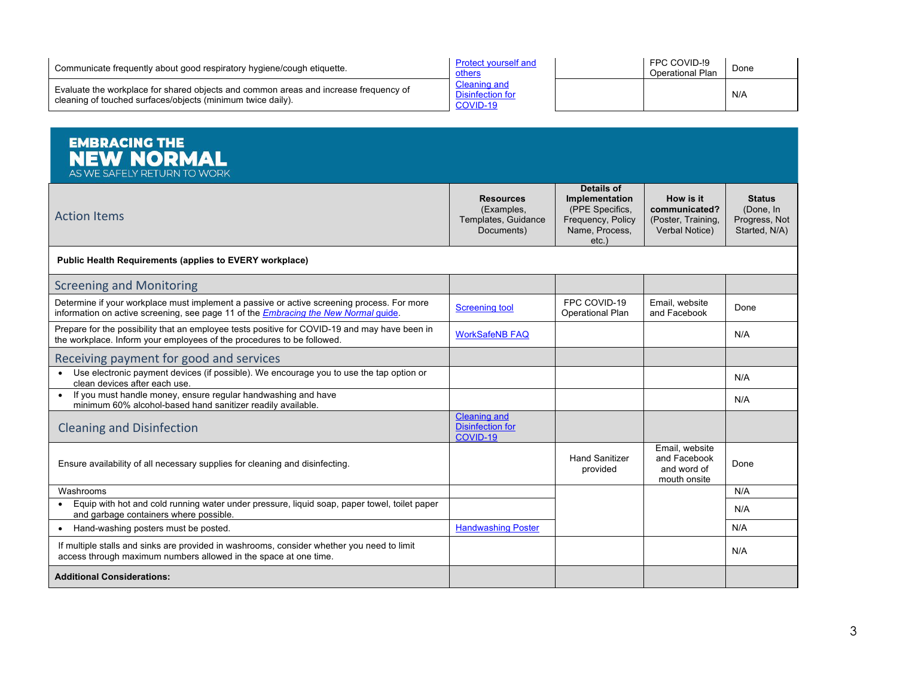| | | | | |
|---|---|---|---|---|
| Communicate frequently about good respiratory hygiene/cough etiquette. | Protect yourself and others | | FPC COVID-!9 Operational Plan | Done |
| Evaluate the workplace for shared objects and common areas and increase frequency of cleaning of touched surfaces/objects (minimum twice daily). | Cleaning and Disinfection for COVID-19 | | | N/A |

**EMBRACING THE NEW NORMAL**
AS WE SAFELY RETURN TO WORK

| Action Items | **Resources** (Examples, Templates, Guidance Documents) | **Details of Implementation** (PPE Specifics, Frequency, Policy Name, Process, etc.) | **How is it communicated?** (Poster, Training, Verbal Notice) | **Status** (Done, In Progress, Not Started, N/A) |
|---|---|---|---|---|
| **Public Health Requirements (applies to EVERY workplace)** | | | | |
| Screening and Monitoring | | | | |
| Determine if your workplace must implement a passive or active screening process. For more information on active screening, see page 11 of the *Embracing the New Normal* guide. | Screening tool | FPC COVID-19 Operational Plan | Email, website and Facebook | Done |
| Prepare for the possibility that an employee tests positive for COVID-19 and may have been in the workplace. Inform your employees of the procedures to be followed. | WorkSafeNB FAQ | | | N/A |
| Receiving payment for good and services | | | | |
| • Use electronic payment devices (if possible). We encourage you to use the tap option or clean devices after each use. | | | | N/A |
| • If you must handle money, ensure regular handwashing and have minimum 60% alcohol-based hand sanitizer readily available. | | | | N/A |
| Cleaning and Disinfection | Cleaning and Disinfection for COVID-19 | | | |
| Ensure availability of all necessary supplies for cleaning and disinfecting. | | Hand Sanitizer provided | Email, website and Facebook and word of mouth onsite | Done |
| Washrooms | | | | N/A |
| • Equip with hot and cold running water under pressure, liquid soap, paper towel, toilet paper and garbage containers where possible. | | | | N/A |
| • Hand-washing posters must be posted. | Handwashing Poster | | | N/A |
| If multiple stalls and sinks are provided in washrooms, consider whether you need to limit access through maximum numbers allowed in the space at one time. | | | | N/A |
| **Additional Considerations:** | | | | |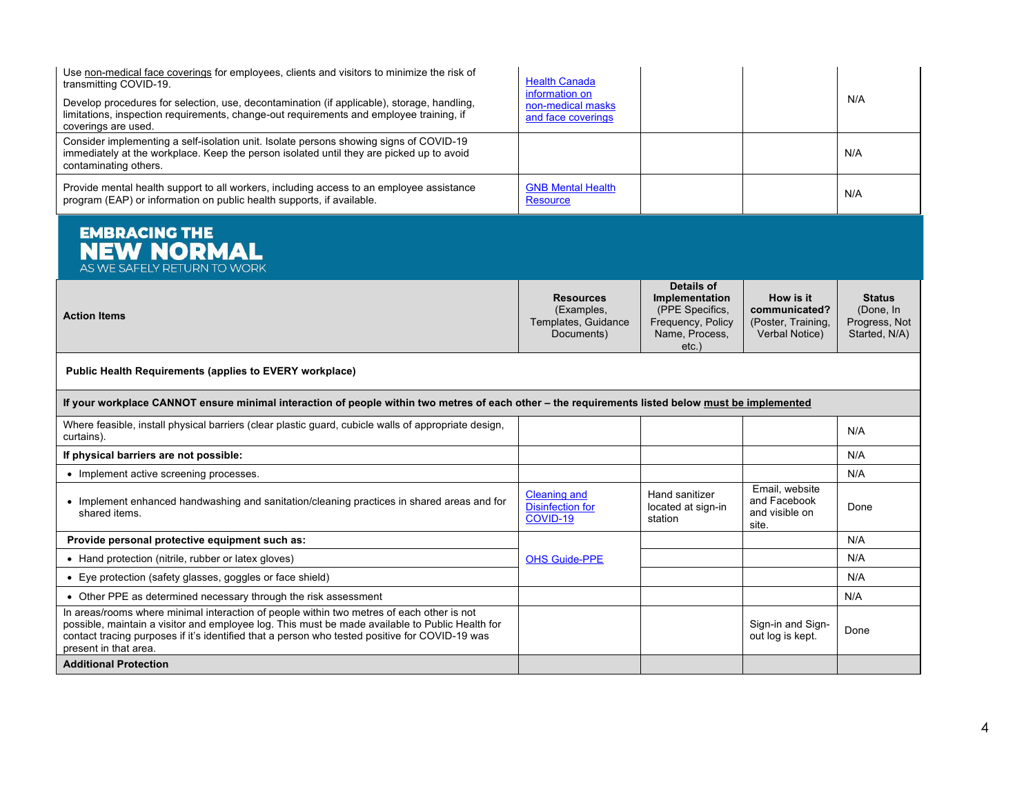| | | | | |
|---|---|---|---|---|
| Use non-medical face coverings for employees, clients and visitors to minimize the risk of transmitting COVID-19. Develop procedures for selection, use, decontamination (if applicable), storage, handling, limitations, inspection requirements, change-out requirements and employee training, if coverings are used. | Health Canada information on non-medical masks and face coverings | | | N/A |
| Consider implementing a self-isolation unit. Isolate persons showing signs of COVID-19 immediately at the workplace. Keep the person isolated until they are picked up to avoid contaminating others. | | | | N/A |
| Provide mental health support to all workers, including access to an employee assistance program (EAP) or information on public health supports, if available. | GNB Mental Health Resource | | | N/A |

**EMBRACING THE**
**NEW NORMAL**
AS WE SAFELY RETURN TO WORK

| Action Items | **Resources** (Examples, Templates, Guidance Documents) | **Details of Implementation** (PPE Specifics, Frequency, Policy Name, Process, etc.) | **How is it communicated?** (Poster, Training, Verbal Notice) | **Status** (Done, In Progress, Not Started, N/A) |
|---|---|---|---|---|
| **Public Health Requirements (applies to EVERY workplace)** | | | | |
| **If your workplace CANNOT ensure minimal interaction of people within two metres of each other – the requirements listed below must be implemented** | | | | |
| Where feasible, install physical barriers (clear plastic guard, cubicle walls of appropriate design, curtains). | | | | N/A |
| **If physical barriers are not possible:** | | | | N/A |
| • Implement active screening processes. | | | | N/A |
| • Implement enhanced handwashing and sanitation/cleaning practices in shared areas and for shared items. | Cleaning and Disinfection for COVID-19 | Hand sanitizer located at sign-in station | Email, website and Facebook and visible on site. | Done |
| **Provide personal protective equipment such as:** | | | | N/A |
| • Hand protection (nitrile, rubber or latex gloves) | OHS Guide-PPE | | | N/A |
| • Eye protection (safety glasses, goggles or face shield) | | | | N/A |
| • Other PPE as determined necessary through the risk assessment | | | | N/A |
| In areas/rooms where minimal interaction of people within two metres of each other is not possible, maintain a visitor and employee log. This must be made available to Public Health for contact tracing purposes if it's identified that a person who tested positive for COVID-19 was present in that area. | | | Sign-in and Sign-out log is kept. | Done |
| **Additional Protection** | | | | |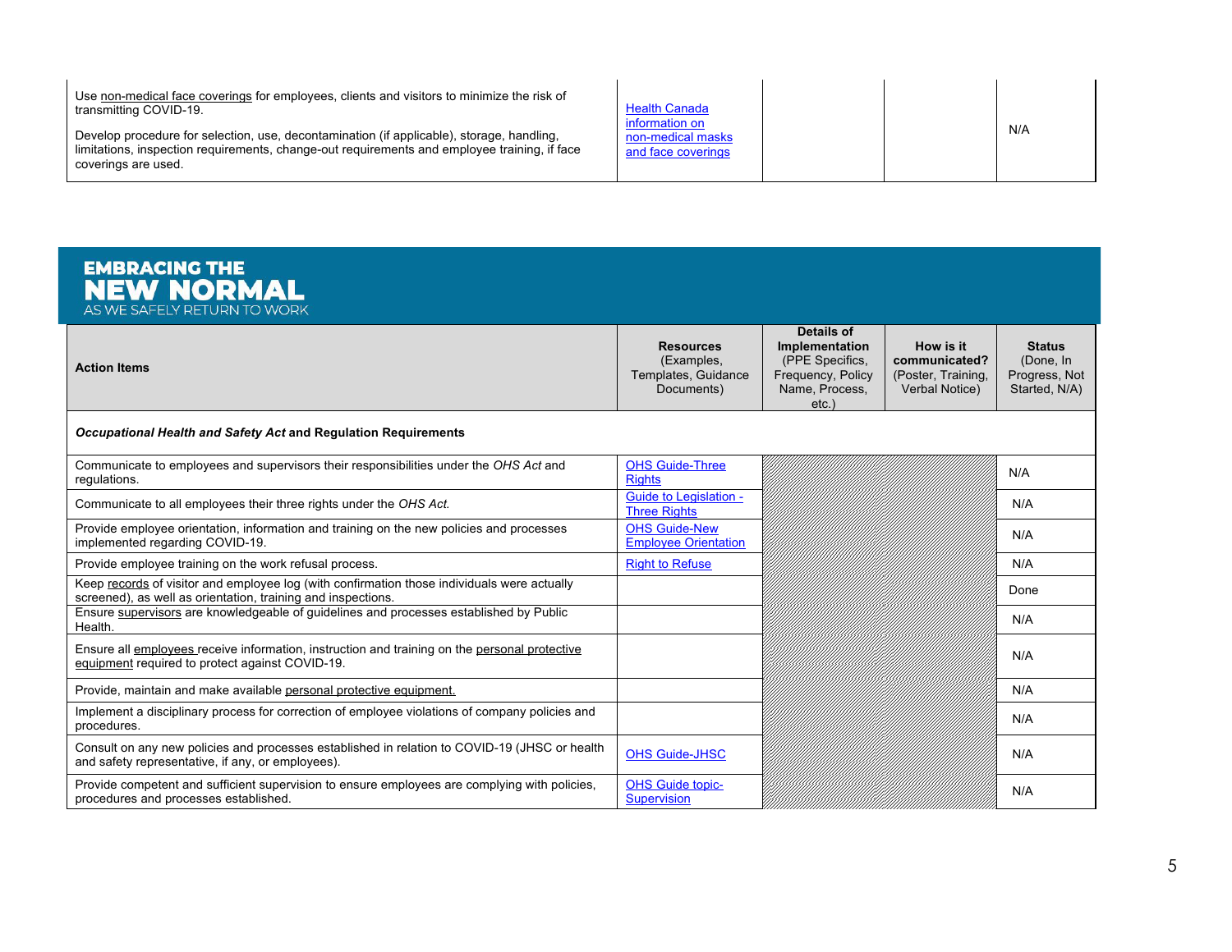| | | | | |
|---|---|---|---|---|
| Use non-medical face coverings for employees, clients and visitors to minimize the risk of transmitting COVID-19.<br><br>Develop procedure for selection, use, decontamination (if applicable), storage, handling, limitations, inspection requirements, change-out requirements and employee training, if face coverings are used. | Health Canada information on non-medical masks and face coverings | | | N/A |

**EMBRACING THE NEW NORMAL**
AS WE SAFELY RETURN TO WORK

| Action Items | **Resources** (Examples, Templates, Guidance Documents) | **Details of Implementation** (PPE Specifics, Frequency, Policy Name, Process, etc.) | **How is it communicated?** (Poster, Training, Verbal Notice) | **Status** (Done, In Progress, Not Started, N/A) |
|---|---|---|---|---|
| ***Occupational Health and Safety Act* and Regulation Requirements** | | | | |
| Communicate to employees and supervisors their responsibilities under the *OHS Act* and regulations. | OHS Guide-Three Rights | | | N/A |
| Communicate to all employees their three rights under the *OHS Act.* | Guide to Legislation - Three Rights | | | N/A |
| Provide employee orientation, information and training on the new policies and processes implemented regarding COVID-19. | OHS Guide-New Employee Orientation | | | N/A |
| Provide employee training on the work refusal process. | Right to Refuse | | | N/A |
| Keep records of visitor and employee log (with confirmation those individuals were actually screened), as well as orientation, training and inspections. | | | | Done |
| Ensure supervisors are knowledgeable of guidelines and processes established by Public Health. | | | | N/A |
| Ensure all employees receive information, instruction and training on the personal protective equipment required to protect against COVID-19. | | | | N/A |
| Provide, maintain and make available personal protective equipment. | | | | N/A |
| Implement a disciplinary process for correction of employee violations of company policies and procedures. | | | | N/A |
| Consult on any new policies and processes established in relation to COVID-19 (JHSC or health and safety representative, if any, or employees). | OHS Guide-JHSC | | | N/A |
| Provide competent and sufficient supervision to ensure employees are complying with policies, procedures and processes established. | OHS Guide topic-Supervision | | | N/A |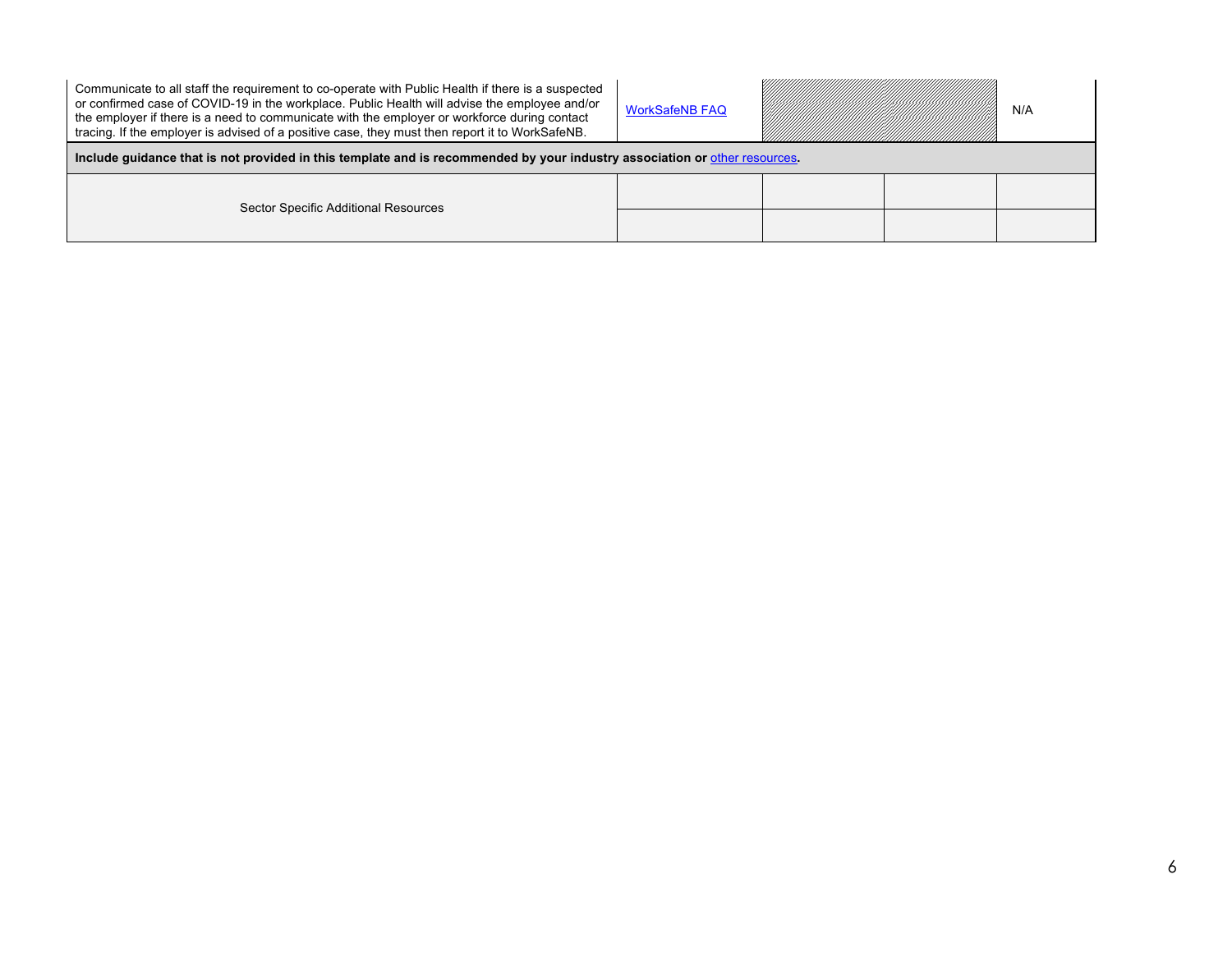| | | | | |
|---|---|---|---|---|
| Communicate to all staff the requirement to co-operate with Public Health if there is a suspected or confirmed case of COVID-19 in the workplace. Public Health will advise the employee and/or the employer if there is a need to communicate with the employer or workforce during contact tracing. If the employer is advised of a positive case, they must then report it to WorkSafeNB. | WorkSafeNB FAQ | | | N/A |
| **Include guidance that is not provided in this template and is recommended by your industry association or other resources.** | | | | |
| Sector Specific Additional Resources | | | | |
| | | | | |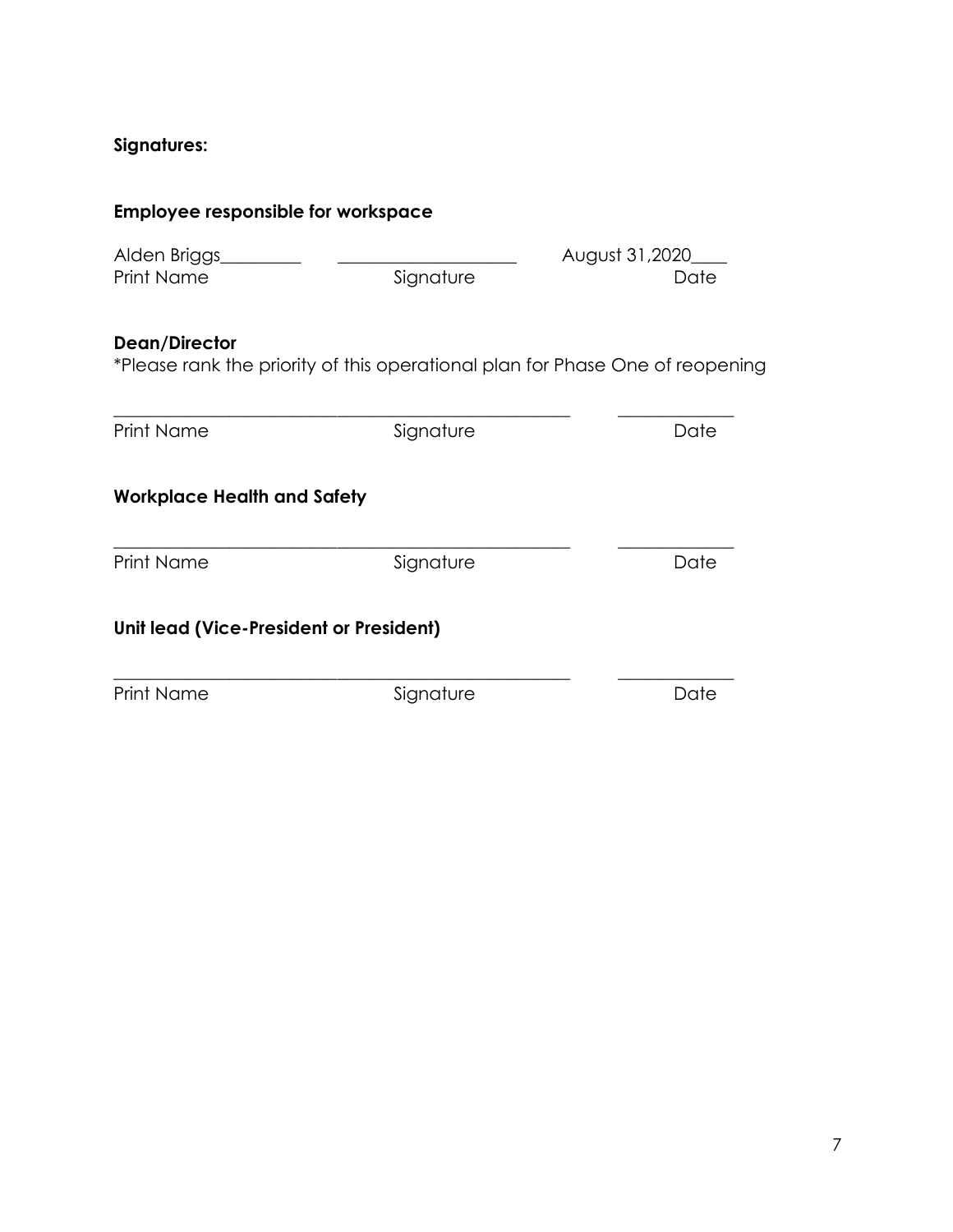**Signatures:**

**Employee responsible for workspace**

| | | |
|---|---|---|
| Alden Briggs_________ | ____________________ | August 31,2020____ |
| Print Name | Signature | Date |

**Dean/Director**

*Please rank the priority of this operational plan for Phase One of reopening

| | | |
|---|---|---|
| ____________________ | ____________________ | ____________ |
| Print Name | Signature | Date |

**Workplace Health and Safety**

| | | |
|---|---|---|
| ____________________ | ____________________ | ____________ |
| Print Name | Signature | Date |

**Unit lead (Vice-President or President)**

| | | |
|---|---|---|
| ____________________ | ____________________ | ____________ |
| Print Name | Signature | Date |